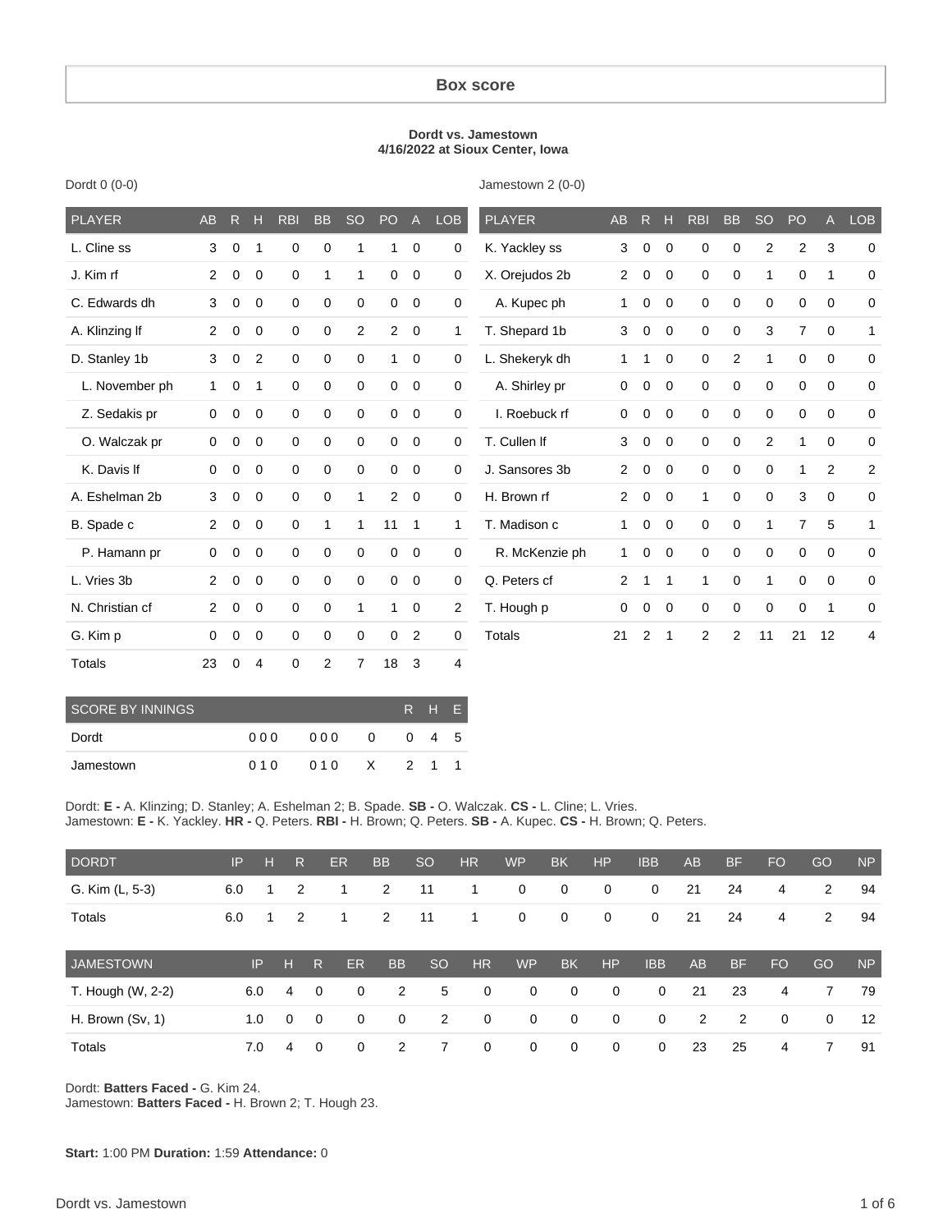# Box score

**Dordt vs. Jamestown**
**4/16/2022 at Sioux Center, Iowa**

Dordt 0 (0-0)

| PLAYER | AB | R | H | RBI | BB | SO | PO | A | LOB |
|---|---|---|---|---|---|---|---|---|---|
| L. Cline ss | 3 | 0 | 1 | 0 | 0 | 1 | 1 | 0 | 0 |
| J. Kim rf | 2 | 0 | 0 | 0 | 1 | 1 | 0 | 0 | 0 |
| C. Edwards dh | 3 | 0 | 0 | 0 | 0 | 0 | 0 | 0 | 0 |
| A. Klinzing lf | 2 | 0 | 0 | 0 | 0 | 2 | 2 | 0 | 1 |
| D. Stanley 1b | 3 | 0 | 2 | 0 | 0 | 0 | 1 | 0 | 0 |
| L. November ph | 1 | 0 | 1 | 0 | 0 | 0 | 0 | 0 | 0 |
| Z. Sedakis pr | 0 | 0 | 0 | 0 | 0 | 0 | 0 | 0 | 0 |
| O. Walczak pr | 0 | 0 | 0 | 0 | 0 | 0 | 0 | 0 | 0 |
| K. Davis lf | 0 | 0 | 0 | 0 | 0 | 0 | 0 | 0 | 0 |
| A. Eshelman 2b | 3 | 0 | 0 | 0 | 0 | 1 | 2 | 0 | 0 |
| B. Spade c | 2 | 0 | 0 | 0 | 1 | 1 | 11 | 1 | 1 |
| P. Hamann pr | 0 | 0 | 0 | 0 | 0 | 0 | 0 | 0 | 0 |
| L. Vries 3b | 2 | 0 | 0 | 0 | 0 | 0 | 0 | 0 | 0 |
| N. Christian cf | 2 | 0 | 0 | 0 | 0 | 1 | 1 | 0 | 2 |
| G. Kim p | 0 | 0 | 0 | 0 | 0 | 0 | 0 | 2 | 0 |
| Totals | 23 | 0 | 4 | 0 | 2 | 7 | 18 | 3 | 4 |

Jamestown 2 (0-0)

| PLAYER | AB | R | H | RBI | BB | SO | PO | A | LOB |
|---|---|---|---|---|---|---|---|---|---|
| K. Yackley ss | 3 | 0 | 0 | 0 | 0 | 2 | 2 | 3 | 0 |
| X. Orejudos 2b | 2 | 0 | 0 | 0 | 0 | 1 | 0 | 1 | 0 |
| A. Kupec ph | 1 | 0 | 0 | 0 | 0 | 0 | 0 | 0 | 0 |
| T. Shepard 1b | 3 | 0 | 0 | 0 | 0 | 3 | 7 | 0 | 1 |
| L. Shekeryk dh | 1 | 1 | 0 | 0 | 2 | 1 | 0 | 0 | 0 |
| A. Shirley pr | 0 | 0 | 0 | 0 | 0 | 0 | 0 | 0 | 0 |
| I. Roebuck rf | 0 | 0 | 0 | 0 | 0 | 0 | 0 | 0 | 0 |
| T. Cullen lf | 3 | 0 | 0 | 0 | 0 | 2 | 1 | 0 | 0 |
| J. Sansores 3b | 2 | 0 | 0 | 0 | 0 | 0 | 1 | 2 | 2 |
| H. Brown rf | 2 | 0 | 0 | 1 | 0 | 0 | 3 | 0 | 0 |
| T. Madison c | 1 | 0 | 0 | 0 | 0 | 1 | 7 | 5 | 1 |
| R. McKenzie ph | 1 | 0 | 0 | 0 | 0 | 0 | 0 | 0 | 0 |
| Q. Peters cf | 2 | 1 | 1 | 1 | 0 | 1 | 0 | 0 | 0 |
| T. Hough p | 0 | 0 | 0 | 0 | 0 | 0 | 0 | 1 | 0 |
| Totals | 21 | 2 | 1 | 2 | 2 | 11 | 21 | 12 | 4 |

| SCORE BY INNINGS | | | | R | H | E |
|---|---|---|---|---|---|---|
| Dordt | 000 | 000 | 0 | 0 | 4 | 5 |
| Jamestown | 010 | 010 | X | 2 | 1 | 1 |

Dordt: **E -** A. Klinzing; D. Stanley; A. Eshelman 2; B. Spade. **SB -** O. Walczak. **CS -** L. Cline; L. Vries.
Jamestown: **E -** K. Yackley. **HR -** Q. Peters. **RBI -** H. Brown; Q. Peters. **SB -** A. Kupec. **CS -** H. Brown; Q. Peters.

| DORDT | IP | H | R | ER | BB | SO | HR | WP | BK | HP | IBB | AB | BF | FO | GO | NP |
|---|---|---|---|---|---|---|---|---|---|---|---|---|---|---|---|---|
| G. Kim (L, 5-3) | 6.0 | 1 | 2 | 1 | 2 | 11 | 1 | 0 | 0 | 0 | 0 | 21 | 24 | 4 | 2 | 94 |
| Totals | 6.0 | 1 | 2 | 1 | 2 | 11 | 1 | 0 | 0 | 0 | 0 | 21 | 24 | 4 | 2 | 94 |

| JAMESTOWN | IP | H | R | ER | BB | SO | HR | WP | BK | HP | IBB | AB | BF | FO | GO | NP |
|---|---|---|---|---|---|---|---|---|---|---|---|---|---|---|---|---|
| T. Hough (W, 2-2) | 6.0 | 4 | 0 | 0 | 2 | 5 | 0 | 0 | 0 | 0 | 0 | 21 | 23 | 4 | 7 | 79 |
| H. Brown (Sv, 1) | 1.0 | 0 | 0 | 0 | 0 | 2 | 0 | 0 | 0 | 0 | 0 | 2 | 2 | 0 | 0 | 12 |
| Totals | 7.0 | 4 | 0 | 0 | 2 | 7 | 0 | 0 | 0 | 0 | 0 | 23 | 25 | 4 | 7 | 91 |

Dordt: **Batters Faced -** G. Kim 24.
Jamestown: **Batters Faced -** H. Brown 2; T. Hough 23.

**Start:** 1:00 PM **Duration:** 1:59 **Attendance:** 0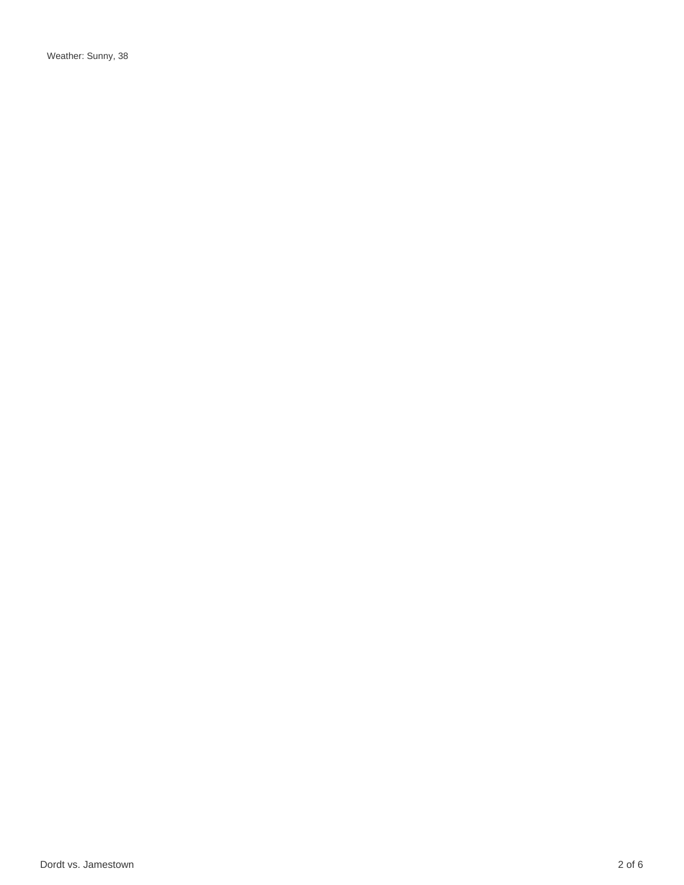Weather: Sunny, 38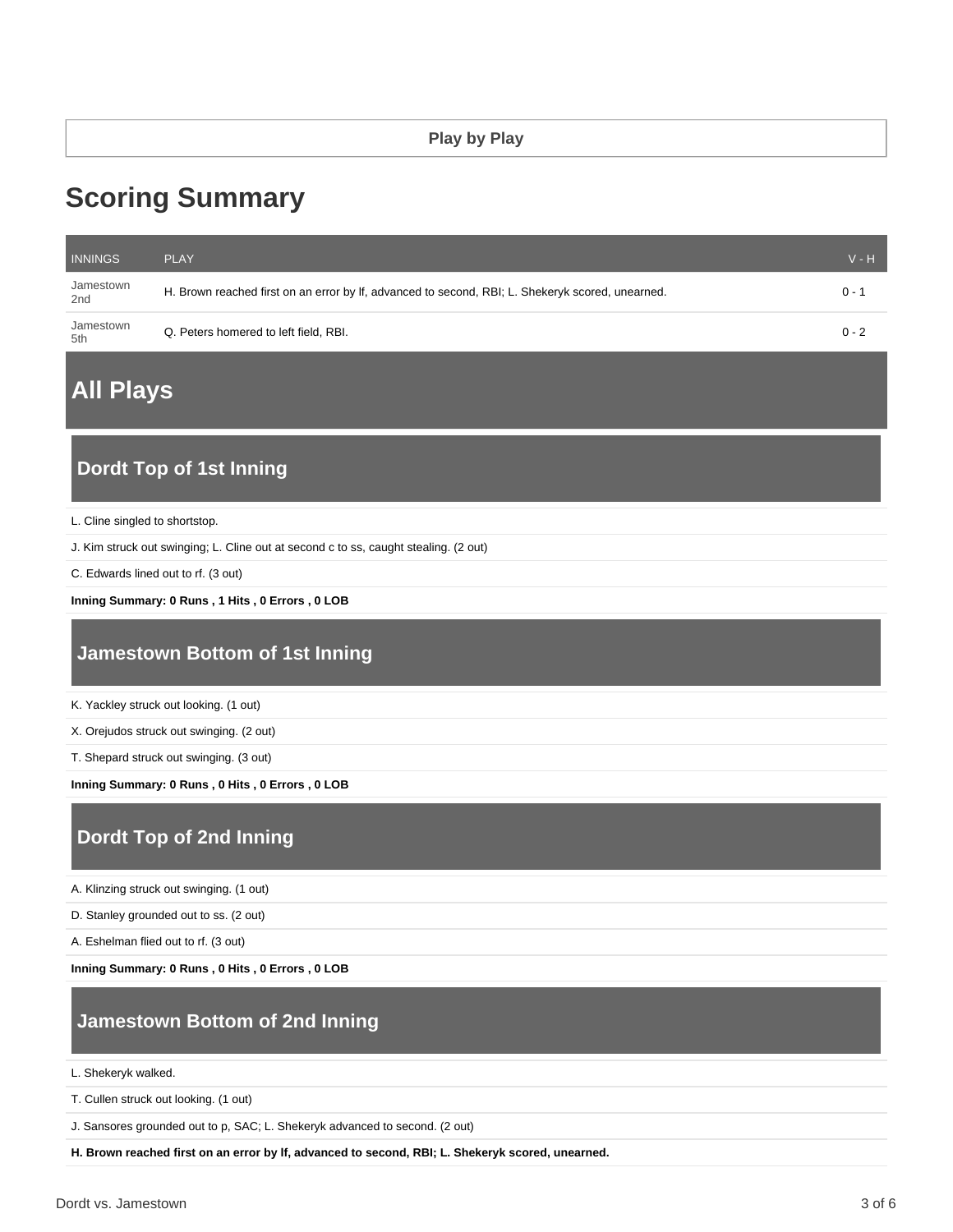**Play by Play**

# Scoring Summary

| INNINGS | PLAY | V - H |
| --- | --- | --- |
| Jamestown 2nd | H. Brown reached first on an error by lf, advanced to second, RBI; L. Shekeryk scored, unearned. | 0 - 1 |
| Jamestown 5th | Q. Peters homered to left field, RBI. | 0 - 2 |

# All Plays

## Dordt Top of 1st Inning

L. Cline singled to shortstop.

J. Kim struck out swinging; L. Cline out at second c to ss, caught stealing. (2 out)

C. Edwards lined out to rf. (3 out)

**Inning Summary: 0 Runs , 1 Hits , 0 Errors , 0 LOB**

## Jamestown Bottom of 1st Inning

K. Yackley struck out looking. (1 out)

X. Orejudos struck out swinging. (2 out)

T. Shepard struck out swinging. (3 out)

**Inning Summary: 0 Runs , 0 Hits , 0 Errors , 0 LOB**

## Dordt Top of 2nd Inning

A. Klinzing struck out swinging. (1 out)

D. Stanley grounded out to ss. (2 out)

A. Eshelman flied out to rf. (3 out)

**Inning Summary: 0 Runs , 0 Hits , 0 Errors , 0 LOB**

## Jamestown Bottom of 2nd Inning

L. Shekeryk walked.

T. Cullen struck out looking. (1 out)

J. Sansores grounded out to p, SAC; L. Shekeryk advanced to second. (2 out)

**H. Brown reached first on an error by lf, advanced to second, RBI; L. Shekeryk scored, unearned.**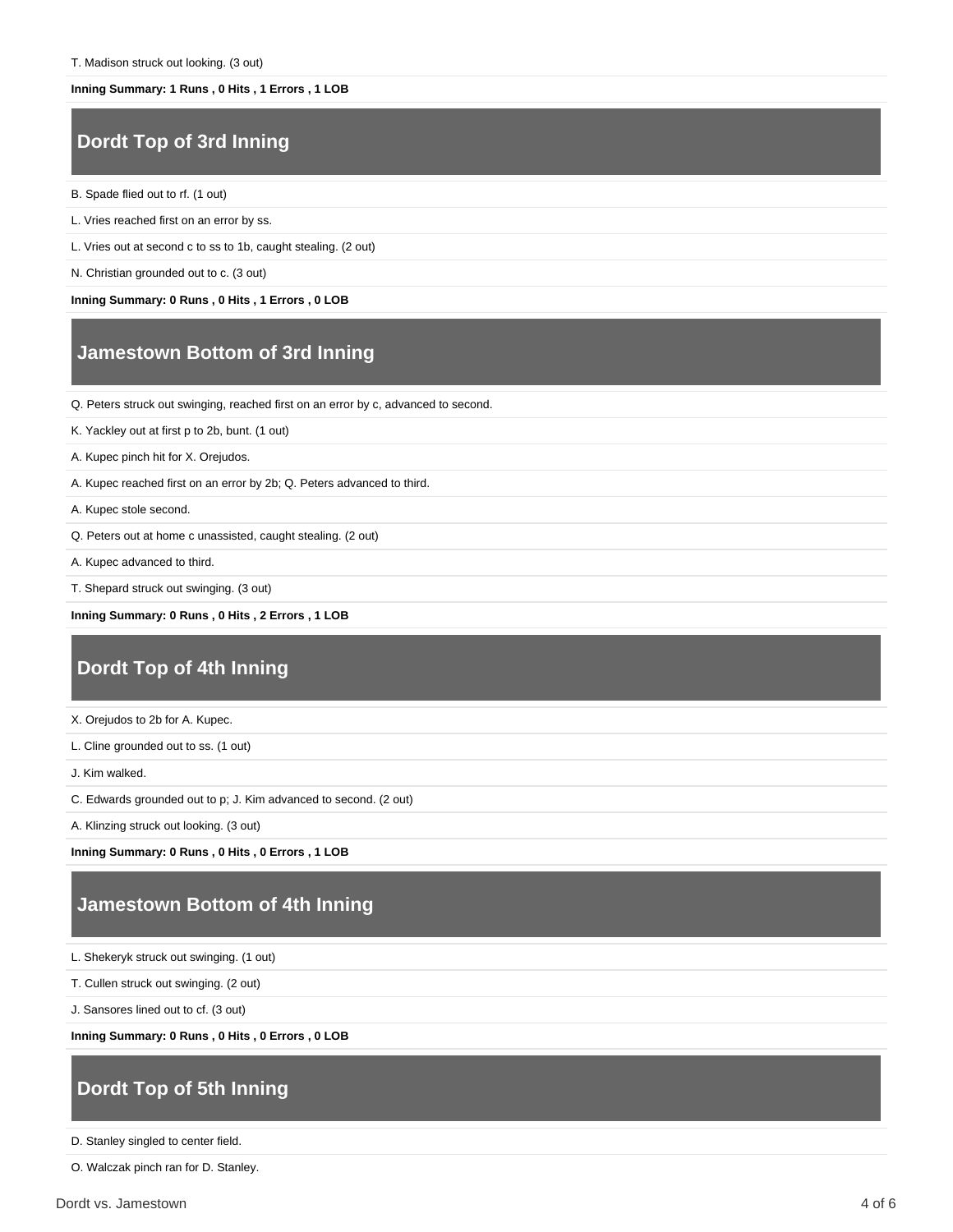T. Madison struck out looking. (3 out)

**Inning Summary: 1 Runs , 0 Hits , 1 Errors , 1 LOB**

## Dordt Top of 3rd Inning

B. Spade flied out to rf. (1 out)

L. Vries reached first on an error by ss.

L. Vries out at second c to ss to 1b, caught stealing. (2 out)

N. Christian grounded out to c. (3 out)

**Inning Summary: 0 Runs , 0 Hits , 1 Errors , 0 LOB**

## Jamestown Bottom of 3rd Inning

Q. Peters struck out swinging, reached first on an error by c, advanced to second.

K. Yackley out at first p to 2b, bunt. (1 out)

A. Kupec pinch hit for X. Orejudos.

A. Kupec reached first on an error by 2b; Q. Peters advanced to third.

A. Kupec stole second.

Q. Peters out at home c unassisted, caught stealing. (2 out)

A. Kupec advanced to third.

T. Shepard struck out swinging. (3 out)

**Inning Summary: 0 Runs , 0 Hits , 2 Errors , 1 LOB**

## Dordt Top of 4th Inning

X. Orejudos to 2b for A. Kupec.

L. Cline grounded out to ss. (1 out)

J. Kim walked.

C. Edwards grounded out to p; J. Kim advanced to second. (2 out)

A. Klinzing struck out looking. (3 out)

**Inning Summary: 0 Runs , 0 Hits , 0 Errors , 1 LOB**

## Jamestown Bottom of 4th Inning

L. Shekeryk struck out swinging. (1 out)

T. Cullen struck out swinging. (2 out)

J. Sansores lined out to cf. (3 out)

**Inning Summary: 0 Runs , 0 Hits , 0 Errors , 0 LOB**

## Dordt Top of 5th Inning

D. Stanley singled to center field.

O. Walczak pinch ran for D. Stanley.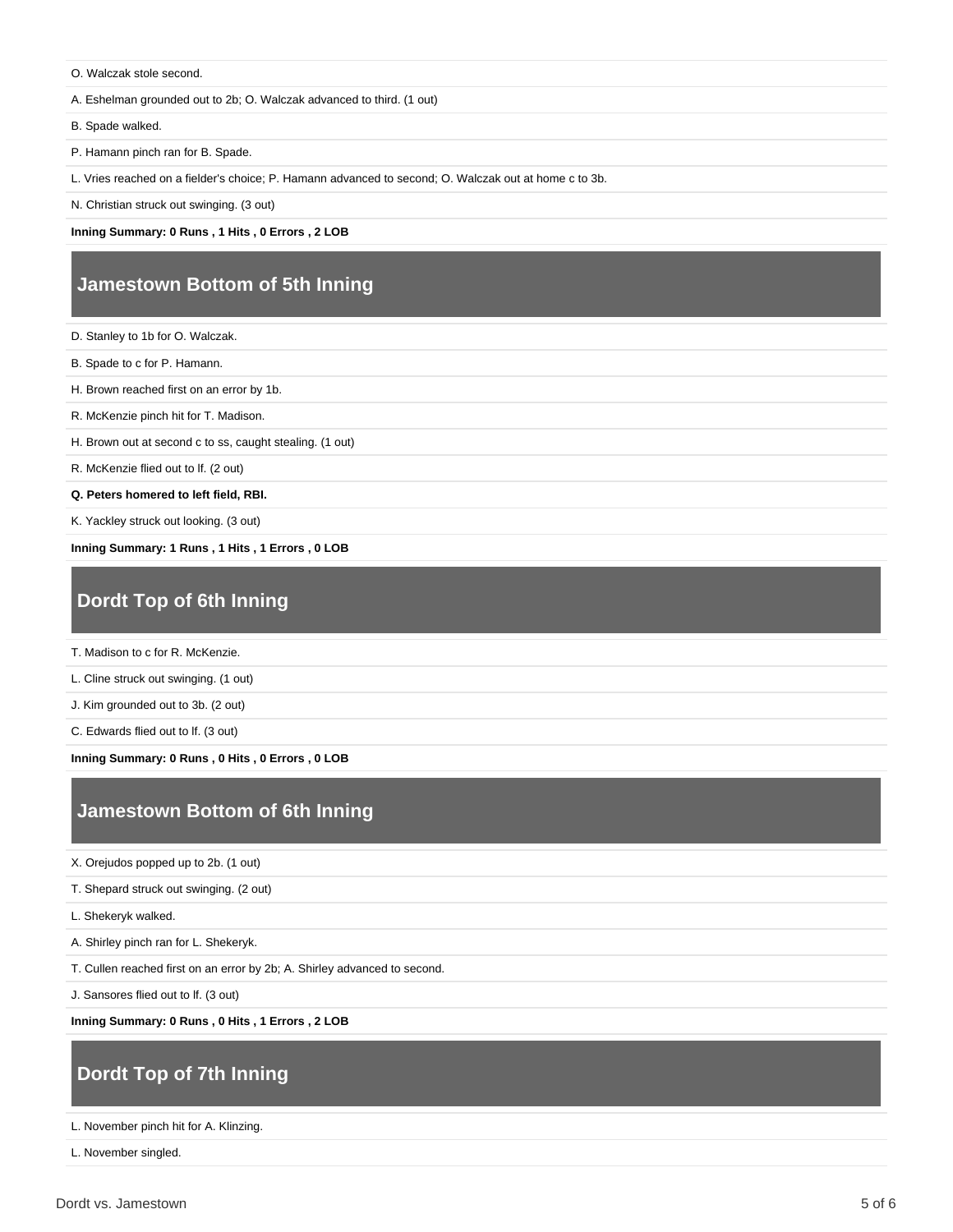O. Walczak stole second.

A. Eshelman grounded out to 2b; O. Walczak advanced to third. (1 out)

B. Spade walked.

P. Hamann pinch ran for B. Spade.

L. Vries reached on a fielder's choice; P. Hamann advanced to second; O. Walczak out at home c to 3b.

N. Christian struck out swinging. (3 out)

**Inning Summary: 0 Runs , 1 Hits , 0 Errors , 2 LOB**

## Jamestown Bottom of 5th Inning

D. Stanley to 1b for O. Walczak.

B. Spade to c for P. Hamann.

H. Brown reached first on an error by 1b.

R. McKenzie pinch hit for T. Madison.

H. Brown out at second c to ss, caught stealing. (1 out)

R. McKenzie flied out to lf. (2 out)

**Q. Peters homered to left field, RBI.**

K. Yackley struck out looking. (3 out)

**Inning Summary: 1 Runs , 1 Hits , 1 Errors , 0 LOB**

## Dordt Top of 6th Inning

T. Madison to c for R. McKenzie.

L. Cline struck out swinging. (1 out)

J. Kim grounded out to 3b. (2 out)

C. Edwards flied out to lf. (3 out)

**Inning Summary: 0 Runs , 0 Hits , 0 Errors , 0 LOB**

## Jamestown Bottom of 6th Inning

X. Orejudos popped up to 2b. (1 out)

T. Shepard struck out swinging. (2 out)

L. Shekeryk walked.

A. Shirley pinch ran for L. Shekeryk.

T. Cullen reached first on an error by 2b; A. Shirley advanced to second.

J. Sansores flied out to lf. (3 out)

**Inning Summary: 0 Runs , 0 Hits , 1 Errors , 2 LOB**

## Dordt Top of 7th Inning

L. November pinch hit for A. Klinzing.

L. November singled.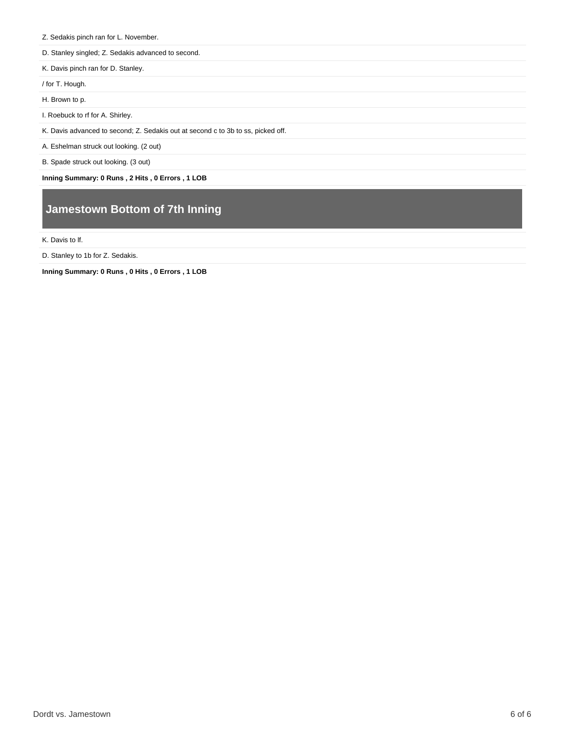Z. Sedakis pinch ran for L. November.

D. Stanley singled; Z. Sedakis advanced to second.

K. Davis pinch ran for D. Stanley.

/ for T. Hough.

H. Brown to p.

I. Roebuck to rf for A. Shirley.

K. Davis advanced to second; Z. Sedakis out at second c to 3b to ss, picked off.

A. Eshelman struck out looking. (2 out)

B. Spade struck out looking. (3 out)

**Inning Summary: 0 Runs , 2 Hits , 0 Errors , 1 LOB**

## Jamestown Bottom of 7th Inning

K. Davis to lf.

D. Stanley to 1b for Z. Sedakis.

**Inning Summary: 0 Runs , 0 Hits , 0 Errors , 1 LOB**